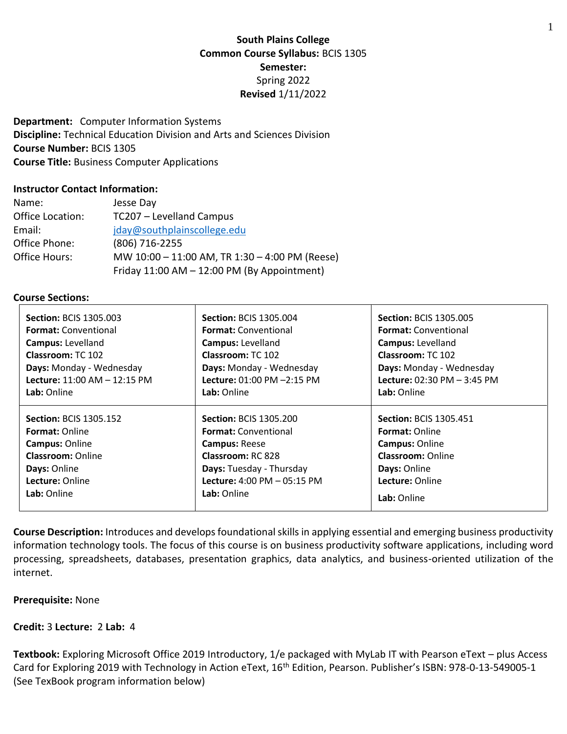**South Plains College**
**Common Course Syllabus:** BCIS 1305
**Semester:**
Spring 2022
**Revised** 1/11/2022

**Department:** Computer Information Systems
**Discipline:** Technical Education Division and Arts and Sciences Division
**Course Number:** BCIS 1305
**Course Title:** Business Computer Applications

**Instructor Contact Information:**

| | |
|---|---|
| Name: | Jesse Day |
| Office Location: | TC207 – Levelland Campus |
| Email: | jday@southplainscollege.edu |
| Office Phone: | (806) 716-2255 |
| Office Hours: | MW 10:00 – 11:00 AM, TR 1:30 – 4:00 PM (Reese) Friday 11:00 AM – 12:00 PM (By Appointment) |

**Course Sections:**

| | | |
|---|---|---|
| **Section:** BCIS 1305.003<br>**Format:** Conventional<br>**Campus:** Levelland<br>**Classroom:** TC 102<br>**Days:** Monday - Wednesday<br>**Lecture:** 11:00 AM – 12:15 PM<br>**Lab:** Online | **Section:** BCIS 1305.004<br>**Format:** Conventional<br>**Campus:** Levelland<br>**Classroom:** TC 102<br>**Days:** Monday - Wednesday<br>**Lecture:** 01:00 PM –2:15 PM<br>**Lab:** Online | **Section:** BCIS 1305.005<br>**Format:** Conventional<br>**Campus:** Levelland<br>**Classroom:** TC 102<br>**Days:** Monday - Wednesday<br>**Lecture:** 02:30 PM – 3:45 PM<br>**Lab:** Online |
| **Section:** BCIS 1305.152<br>**Format:** Online<br>**Campus:** Online<br>**Classroom:** Online<br>**Days:** Online<br>**Lecture:** Online<br>**Lab:** Online | **Section:** BCIS 1305.200<br>**Format:** Conventional<br>**Campus:** Reese<br>**Classroom:** RC 828<br>**Days:** Tuesday - Thursday<br>**Lecture:** 4:00 PM – 05:15 PM<br>**Lab:** Online | **Section:** BCIS 1305.451<br>**Format:** Online<br>**Campus:** Online<br>**Classroom:** Online<br>**Days:** Online<br>**Lecture:** Online<br>**Lab:** Online |

**Course Description:** Introduces and develops foundational skills in applying essential and emerging business productivity information technology tools. The focus of this course is on business productivity software applications, including word processing, spreadsheets, databases, presentation graphics, data analytics, and business-oriented utilization of the internet.

**Prerequisite:** None

**Credit:** 3 **Lecture:** 2 **Lab:** 4

**Textbook:** Exploring Microsoft Office 2019 Introductory, 1/e packaged with MyLab IT with Pearson eText – plus Access Card for Exploring 2019 with Technology in Action eText, 16th Edition, Pearson. Publisher's ISBN: 978-0-13-549005-1 (See TexBook program information below)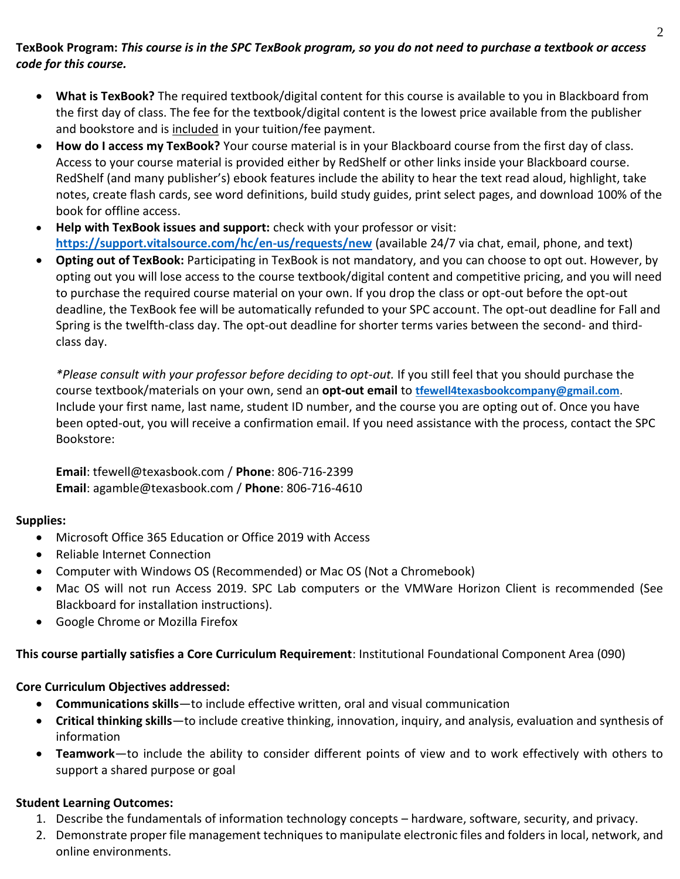**TexBook Program:** ***This course is in the SPC TexBook program, so you do not need to purchase a textbook or access code for this course.***

- **What is TexBook?** The required textbook/digital content for this course is available to you in Blackboard from the first day of class. The fee for the textbook/digital content is the lowest price available from the publisher and bookstore and is included in your tuition/fee payment.
- **How do I access my TexBook?** Your course material is in your Blackboard course from the first day of class. Access to your course material is provided either by RedShelf or other links inside your Blackboard course. RedShelf (and many publisher's) ebook features include the ability to hear the text read aloud, highlight, take notes, create flash cards, see word definitions, build study guides, print select pages, and download 100% of the book for offline access.
- **Help with TexBook issues and support:** check with your professor or visit: **https://support.vitalsource.com/hc/en-us/requests/new** (available 24/7 via chat, email, phone, and text)
- **Opting out of TexBook:** Participating in TexBook is not mandatory, and you can choose to opt out. However, by opting out you will lose access to the course textbook/digital content and competitive pricing, and you will need to purchase the required course material on your own. If you drop the class or opt-out before the opt-out deadline, the TexBook fee will be automatically refunded to your SPC account. The opt-out deadline for Fall and Spring is the twelfth-class day. The opt-out deadline for shorter terms varies between the second- and third-class day.

  **Please consult with your professor before deciding to opt-out.* If you still feel that you should purchase the course textbook/materials on your own, send an **opt-out email** to **tfewell4texasbookcompany@gmail.com**. Include your first name, last name, student ID number, and the course you are opting out of. Once you have been opted-out, you will receive a confirmation email. If you need assistance with the process, contact the SPC Bookstore:

  **Email**: tfewell@texasbook.com / **Phone**: 806-716-2399
  **Email**: agamble@texasbook.com / **Phone**: 806-716-4610

**Supplies:**

- Microsoft Office 365 Education or Office 2019 with Access
- Reliable Internet Connection
- Computer with Windows OS (Recommended) or Mac OS (Not a Chromebook)
- Mac OS will not run Access 2019. SPC Lab computers or the VMWare Horizon Client is recommended (See Blackboard for installation instructions).
- Google Chrome or Mozilla Firefox

**This course partially satisfies a Core Curriculum Requirement**: Institutional Foundational Component Area (090)

**Core Curriculum Objectives addressed:**

- **Communications skills**—to include effective written, oral and visual communication
- **Critical thinking skills**—to include creative thinking, innovation, inquiry, and analysis, evaluation and synthesis of information
- **Teamwork**—to include the ability to consider different points of view and to work effectively with others to support a shared purpose or goal

**Student Learning Outcomes:**

1. Describe the fundamentals of information technology concepts – hardware, software, security, and privacy.
2. Demonstrate proper file management techniques to manipulate electronic files and folders in local, network, and online environments.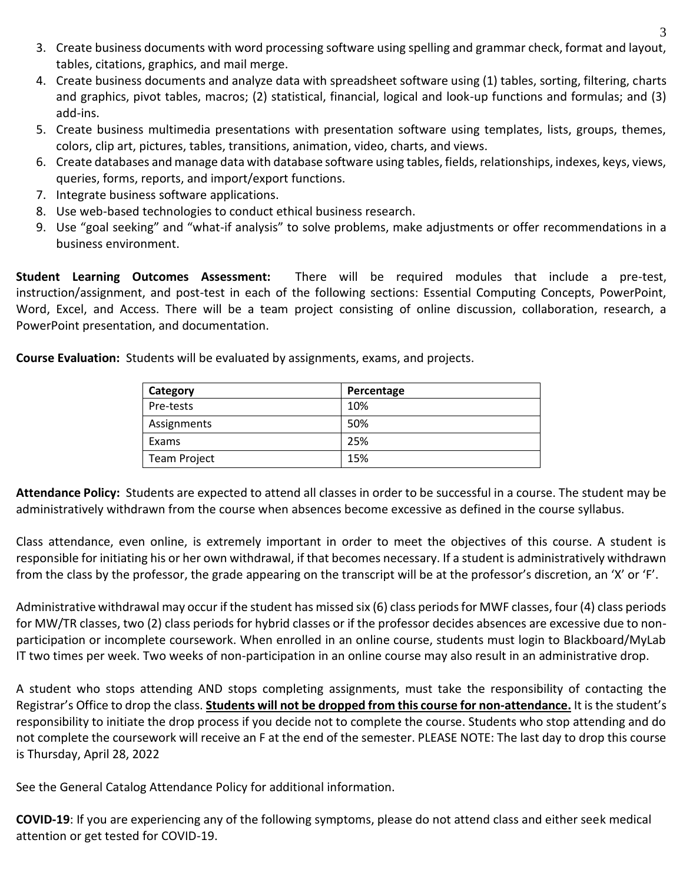3. Create business documents with word processing software using spelling and grammar check, format and layout, tables, citations, graphics, and mail merge.
4. Create business documents and analyze data with spreadsheet software using (1) tables, sorting, filtering, charts and graphics, pivot tables, macros; (2) statistical, financial, logical and look-up functions and formulas; and (3) add-ins.
5. Create business multimedia presentations with presentation software using templates, lists, groups, themes, colors, clip art, pictures, tables, transitions, animation, video, charts, and views.
6. Create databases and manage data with database software using tables, fields, relationships, indexes, keys, views, queries, forms, reports, and import/export functions.
7. Integrate business software applications.
8. Use web-based technologies to conduct ethical business research.
9. Use "goal seeking" and "what-if analysis" to solve problems, make adjustments or offer recommendations in a business environment.

**Student Learning Outcomes Assessment:** There will be required modules that include a pre-test, instruction/assignment, and post-test in each of the following sections: Essential Computing Concepts, PowerPoint, Word, Excel, and Access. There will be a team project consisting of online discussion, collaboration, research, a PowerPoint presentation, and documentation.

**Course Evaluation:** Students will be evaluated by assignments, exams, and projects.

| Category | Percentage |
|---|---|
| Pre-tests | 10% |
| Assignments | 50% |
| Exams | 25% |
| Team Project | 15% |

**Attendance Policy:** Students are expected to attend all classes in order to be successful in a course. The student may be administratively withdrawn from the course when absences become excessive as defined in the course syllabus.

Class attendance, even online, is extremely important in order to meet the objectives of this course. A student is responsible for initiating his or her own withdrawal, if that becomes necessary. If a student is administratively withdrawn from the class by the professor, the grade appearing on the transcript will be at the professor's discretion, an 'X' or 'F'.

Administrative withdrawal may occur if the student has missed six (6) class periods for MWF classes, four (4) class periods for MW/TR classes, two (2) class periods for hybrid classes or if the professor decides absences are excessive due to non-participation or incomplete coursework. When enrolled in an online course, students must login to Blackboard/MyLab IT two times per week. Two weeks of non-participation in an online course may also result in an administrative drop.

A student who stops attending AND stops completing assignments, must take the responsibility of contacting the Registrar's Office to drop the class. **Students will not be dropped from this course for non-attendance.** It is the student's responsibility to initiate the drop process if you decide not to complete the course. Students who stop attending and do not complete the coursework will receive an F at the end of the semester. PLEASE NOTE: The last day to drop this course is Thursday, April 28, 2022

See the General Catalog Attendance Policy for additional information.

**COVID-19**: If you are experiencing any of the following symptoms, please do not attend class and either seek medical attention or get tested for COVID-19.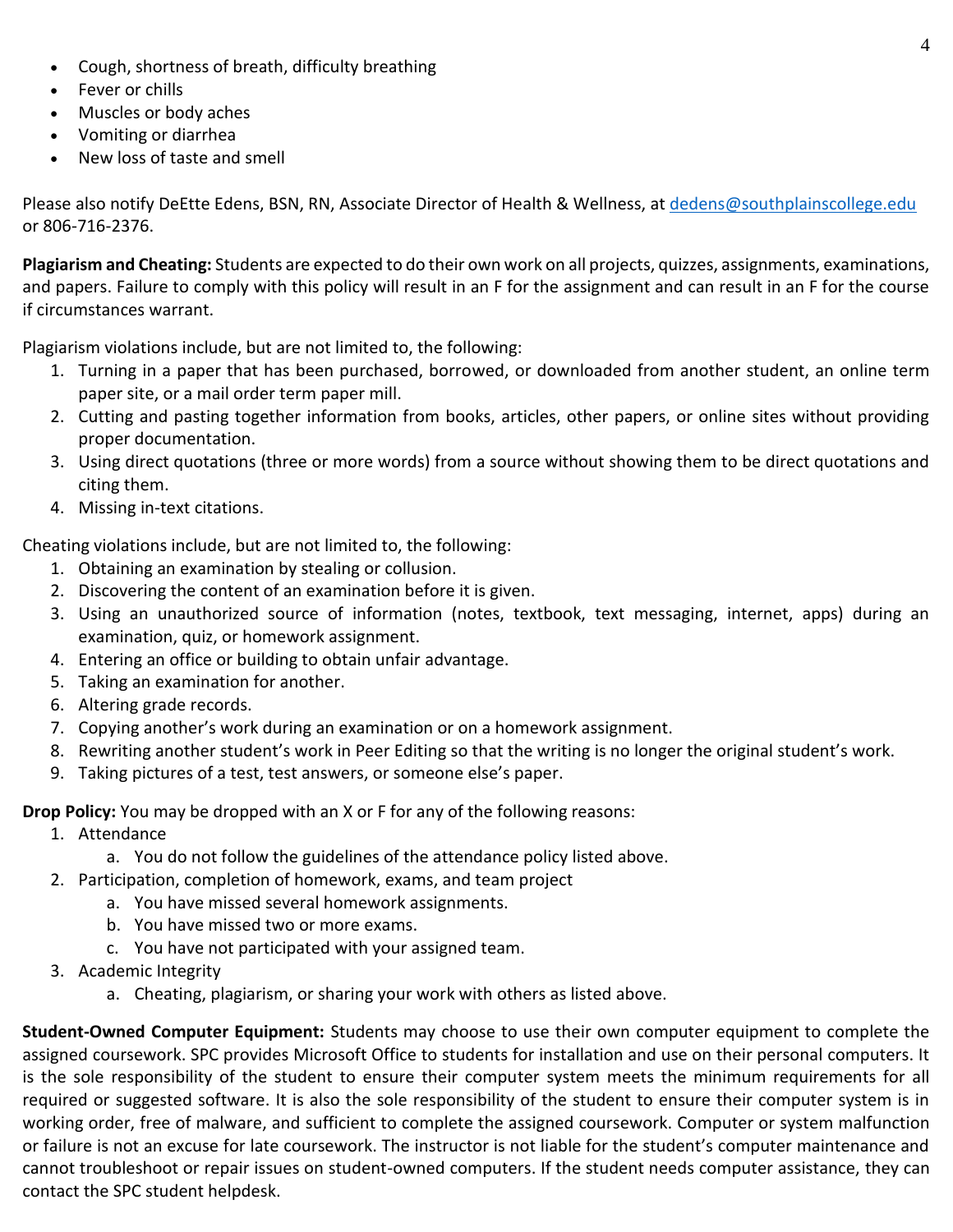- Cough, shortness of breath, difficulty breathing
- Fever or chills
- Muscles or body aches
- Vomiting or diarrhea
- New loss of taste and smell

Please also notify DeEtte Edens, BSN, RN, Associate Director of Health & Wellness, at dedens@southplainscollege.edu or 806-716-2376.

**Plagiarism and Cheating:** Students are expected to do their own work on all projects, quizzes, assignments, examinations, and papers. Failure to comply with this policy will result in an F for the assignment and can result in an F for the course if circumstances warrant.

Plagiarism violations include, but are not limited to, the following:

1. Turning in a paper that has been purchased, borrowed, or downloaded from another student, an online term paper site, or a mail order term paper mill.
2. Cutting and pasting together information from books, articles, other papers, or online sites without providing proper documentation.
3. Using direct quotations (three or more words) from a source without showing them to be direct quotations and citing them.
4. Missing in-text citations.

Cheating violations include, but are not limited to, the following:

1. Obtaining an examination by stealing or collusion.
2. Discovering the content of an examination before it is given.
3. Using an unauthorized source of information (notes, textbook, text messaging, internet, apps) during an examination, quiz, or homework assignment.
4. Entering an office or building to obtain unfair advantage.
5. Taking an examination for another.
6. Altering grade records.
7. Copying another's work during an examination or on a homework assignment.
8. Rewriting another student's work in Peer Editing so that the writing is no longer the original student's work.
9. Taking pictures of a test, test answers, or someone else's paper.

**Drop Policy:** You may be dropped with an X or F for any of the following reasons:

1. Attendance
   a. You do not follow the guidelines of the attendance policy listed above.
2. Participation, completion of homework, exams, and team project
   a. You have missed several homework assignments.
   b. You have missed two or more exams.
   c. You have not participated with your assigned team.
3. Academic Integrity
   a. Cheating, plagiarism, or sharing your work with others as listed above.

**Student-Owned Computer Equipment:** Students may choose to use their own computer equipment to complete the assigned coursework. SPC provides Microsoft Office to students for installation and use on their personal computers. It is the sole responsibility of the student to ensure their computer system meets the minimum requirements for all required or suggested software. It is also the sole responsibility of the student to ensure their computer system is in working order, free of malware, and sufficient to complete the assigned coursework. Computer or system malfunction or failure is not an excuse for late coursework. The instructor is not liable for the student's computer maintenance and cannot troubleshoot or repair issues on student-owned computers. If the student needs computer assistance, they can contact the SPC student helpdesk.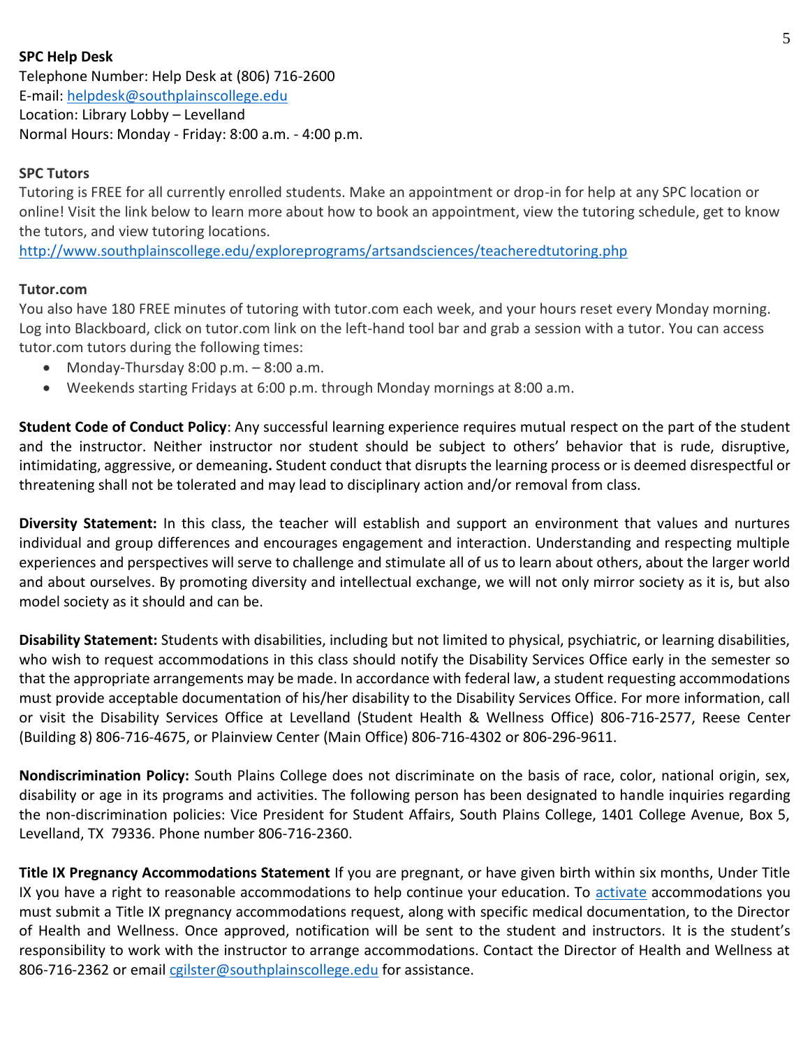**SPC Help Desk**
Telephone Number: Help Desk at (806) 716-2600
E-mail: helpdesk@southplainscollege.edu
Location: Library Lobby – Levelland
Normal Hours: Monday - Friday: 8:00 a.m. - 4:00 p.m.

**SPC Tutors**
Tutoring is FREE for all currently enrolled students. Make an appointment or drop-in for help at any SPC location or online! Visit the link below to learn more about how to book an appointment, view the tutoring schedule, get to know the tutors, and view tutoring locations.
http://www.southplainscollege.edu/exploreprograms/artsandsciences/teacheredtutoring.php

**Tutor.com**
You also have 180 FREE minutes of tutoring with tutor.com each week, and your hours reset every Monday morning. Log into Blackboard, click on tutor.com link on the left-hand tool bar and grab a session with a tutor. You can access tutor.com tutors during the following times:

- Monday-Thursday 8:00 p.m. – 8:00 a.m.
- Weekends starting Fridays at 6:00 p.m. through Monday mornings at 8:00 a.m.

**Student Code of Conduct Policy**: Any successful learning experience requires mutual respect on the part of the student and the instructor. Neither instructor nor student should be subject to others' behavior that is rude, disruptive, intimidating, aggressive, or demeaning**.** Student conduct that disrupts the learning process or is deemed disrespectful or threatening shall not be tolerated and may lead to disciplinary action and/or removal from class.

**Diversity Statement:** In this class, the teacher will establish and support an environment that values and nurtures individual and group differences and encourages engagement and interaction. Understanding and respecting multiple experiences and perspectives will serve to challenge and stimulate all of us to learn about others, about the larger world and about ourselves. By promoting diversity and intellectual exchange, we will not only mirror society as it is, but also model society as it should and can be.

**Disability Statement:** Students with disabilities, including but not limited to physical, psychiatric, or learning disabilities, who wish to request accommodations in this class should notify the Disability Services Office early in the semester so that the appropriate arrangements may be made. In accordance with federal law, a student requesting accommodations must provide acceptable documentation of his/her disability to the Disability Services Office. For more information, call or visit the Disability Services Office at Levelland (Student Health & Wellness Office) 806-716-2577, Reese Center (Building 8) 806-716-4675, or Plainview Center (Main Office) 806-716-4302 or 806-296-9611.

**Nondiscrimination Policy:** South Plains College does not discriminate on the basis of race, color, national origin, sex, disability or age in its programs and activities. The following person has been designated to handle inquiries regarding the non-discrimination policies: Vice President for Student Affairs, South Plains College, 1401 College Avenue, Box 5, Levelland, TX 79336. Phone number 806-716-2360.

**Title IX Pregnancy Accommodations Statement** If you are pregnant, or have given birth within six months, Under Title IX you have a right to reasonable accommodations to help continue your education. To activate accommodations you must submit a Title IX pregnancy accommodations request, along with specific medical documentation, to the Director of Health and Wellness. Once approved, notification will be sent to the student and instructors. It is the student's responsibility to work with the instructor to arrange accommodations. Contact the Director of Health and Wellness at 806-716-2362 or email cgilster@southplainscollege.edu for assistance.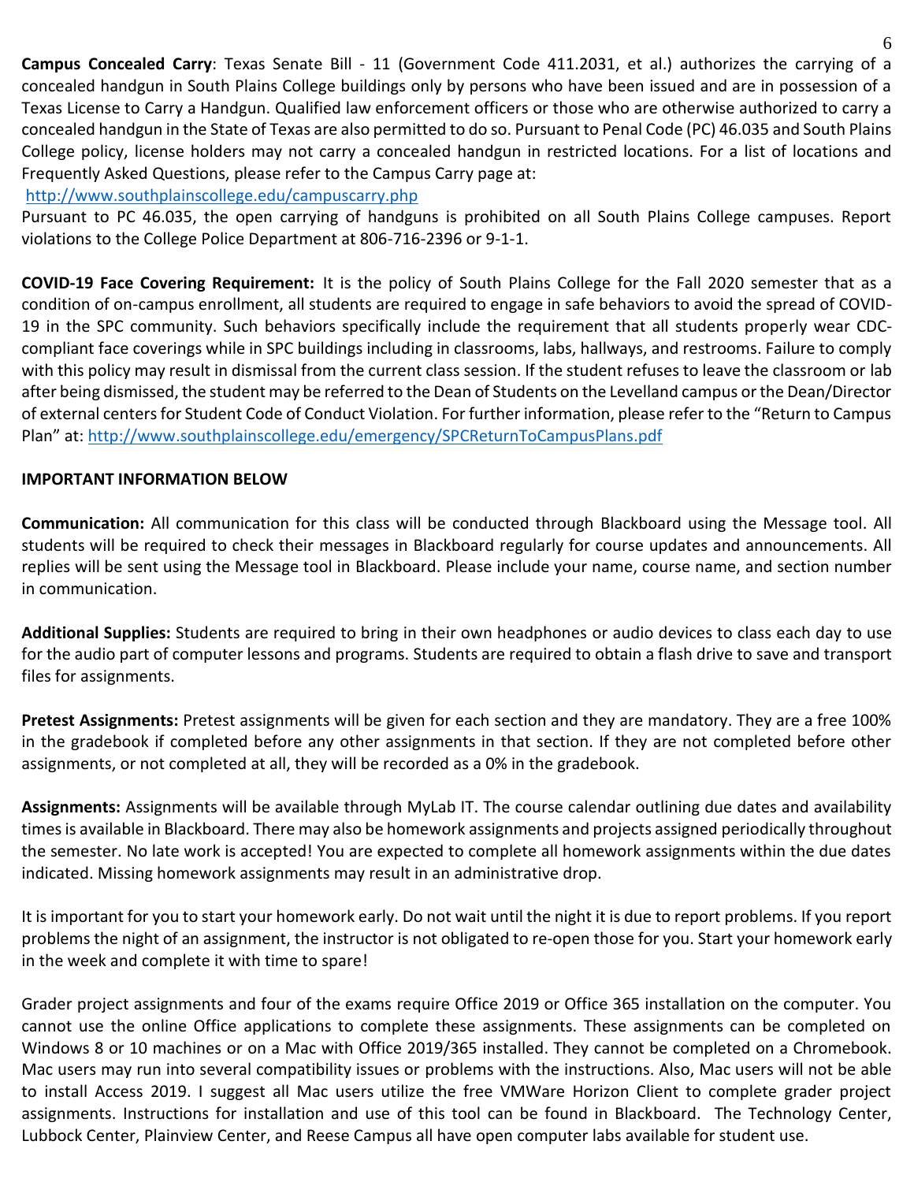**Campus Concealed Carry**: Texas Senate Bill - 11 (Government Code 411.2031, et al.) authorizes the carrying of a concealed handgun in South Plains College buildings only by persons who have been issued and are in possession of a Texas License to Carry a Handgun. Qualified law enforcement officers or those who are otherwise authorized to carry a concealed handgun in the State of Texas are also permitted to do so. Pursuant to Penal Code (PC) 46.035 and South Plains College policy, license holders may not carry a concealed handgun in restricted locations. For a list of locations and Frequently Asked Questions, please refer to the Campus Carry page at: http://www.southplainscollege.edu/campuscarry.php

Pursuant to PC 46.035, the open carrying of handguns is prohibited on all South Plains College campuses. Report violations to the College Police Department at 806-716-2396 or 9-1-1.

**COVID-19 Face Covering Requirement:** It is the policy of South Plains College for the Fall 2020 semester that as a condition of on-campus enrollment, all students are required to engage in safe behaviors to avoid the spread of COVID-19 in the SPC community. Such behaviors specifically include the requirement that all students properly wear CDC-compliant face coverings while in SPC buildings including in classrooms, labs, hallways, and restrooms. Failure to comply with this policy may result in dismissal from the current class session. If the student refuses to leave the classroom or lab after being dismissed, the student may be referred to the Dean of Students on the Levelland campus or the Dean/Director of external centers for Student Code of Conduct Violation. For further information, please refer to the "Return to Campus Plan" at: http://www.southplainscollege.edu/emergency/SPCReturnToCampusPlans.pdf

**IMPORTANT INFORMATION BELOW**

**Communication:** All communication for this class will be conducted through Blackboard using the Message tool. All students will be required to check their messages in Blackboard regularly for course updates and announcements. All replies will be sent using the Message tool in Blackboard. Please include your name, course name, and section number in communication.

**Additional Supplies:** Students are required to bring in their own headphones or audio devices to class each day to use for the audio part of computer lessons and programs. Students are required to obtain a flash drive to save and transport files for assignments.

**Pretest Assignments:** Pretest assignments will be given for each section and they are mandatory. They are a free 100% in the gradebook if completed before any other assignments in that section. If they are not completed before other assignments, or not completed at all, they will be recorded as a 0% in the gradebook.

**Assignments:** Assignments will be available through MyLab IT. The course calendar outlining due dates and availability times is available in Blackboard. There may also be homework assignments and projects assigned periodically throughout the semester. No late work is accepted! You are expected to complete all homework assignments within the due dates indicated. Missing homework assignments may result in an administrative drop.

It is important for you to start your homework early. Do not wait until the night it is due to report problems. If you report problems the night of an assignment, the instructor is not obligated to re-open those for you. Start your homework early in the week and complete it with time to spare!

Grader project assignments and four of the exams require Office 2019 or Office 365 installation on the computer. You cannot use the online Office applications to complete these assignments. These assignments can be completed on Windows 8 or 10 machines or on a Mac with Office 2019/365 installed. They cannot be completed on a Chromebook. Mac users may run into several compatibility issues or problems with the instructions. Also, Mac users will not be able to install Access 2019. I suggest all Mac users utilize the free VMWare Horizon Client to complete grader project assignments. Instructions for installation and use of this tool can be found in Blackboard. The Technology Center, Lubbock Center, Plainview Center, and Reese Campus all have open computer labs available for student use.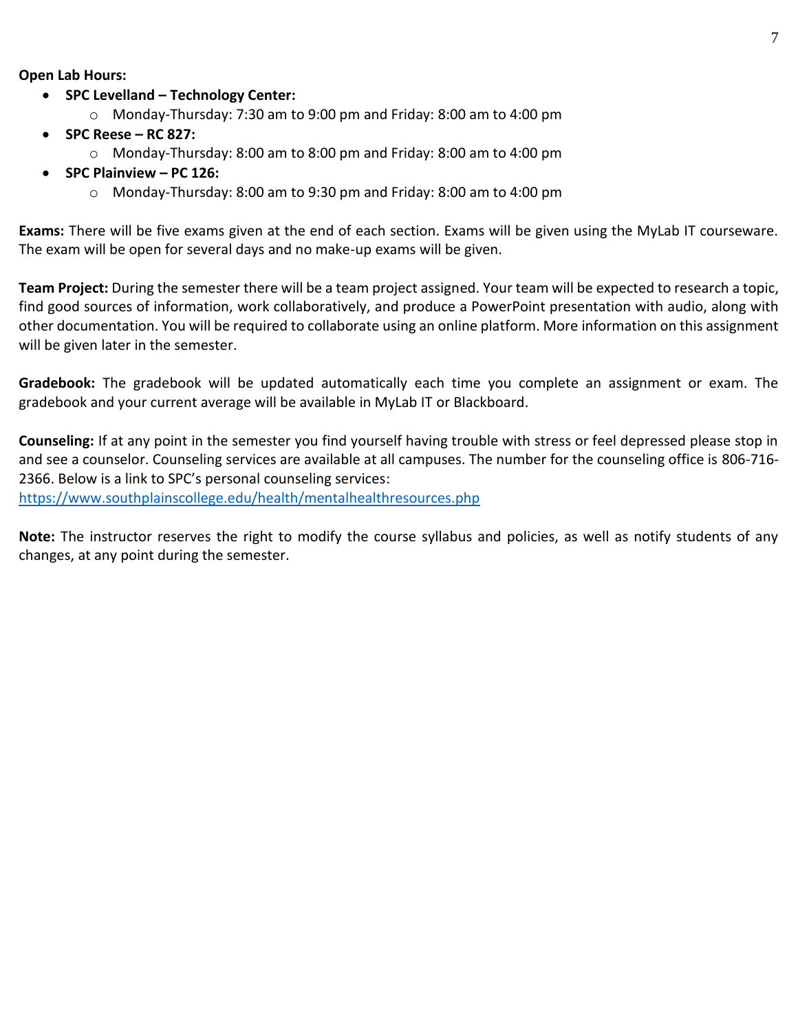**Open Lab Hours:**

- **SPC Levelland – Technology Center:**
  - Monday-Thursday: 7:30 am to 9:00 pm and Friday: 8:00 am to 4:00 pm
- **SPC Reese – RC 827:**
  - Monday-Thursday: 8:00 am to 8:00 pm and Friday: 8:00 am to 4:00 pm
- **SPC Plainview – PC 126:**
  - Monday-Thursday: 8:00 am to 9:30 pm and Friday: 8:00 am to 4:00 pm

**Exams:** There will be five exams given at the end of each section. Exams will be given using the MyLab IT courseware. The exam will be open for several days and no make-up exams will be given.

**Team Project:** During the semester there will be a team project assigned. Your team will be expected to research a topic, find good sources of information, work collaboratively, and produce a PowerPoint presentation with audio, along with other documentation. You will be required to collaborate using an online platform. More information on this assignment will be given later in the semester.

**Gradebook:** The gradebook will be updated automatically each time you complete an assignment or exam. The gradebook and your current average will be available in MyLab IT or Blackboard.

**Counseling:** If at any point in the semester you find yourself having trouble with stress or feel depressed please stop in and see a counselor. Counseling services are available at all campuses. The number for the counseling office is 806-716-2366. Below is a link to SPC's personal counseling services:
https://www.southplainscollege.edu/health/mentalhealthresources.php

**Note:** The instructor reserves the right to modify the course syllabus and policies, as well as notify students of any changes, at any point during the semester.